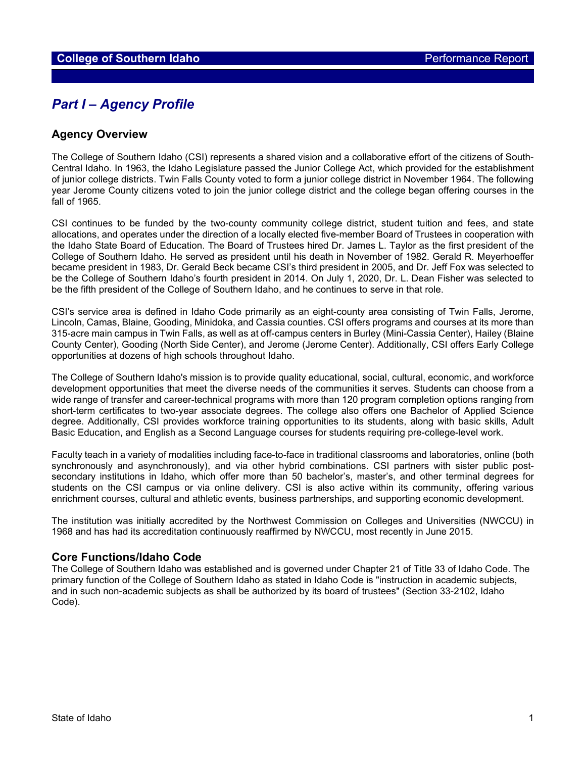# Part I – Agency Profile

## Agency Overview

The College of Southern Idaho (CSI) represents a shared vision and a collaborative effort of the citizens of South-Central Idaho. In 1963, the Idaho Legislature passed the Junior College Act, which provided for the establishment of junior college districts. Twin Falls County voted to form a junior college district in November 1964. The following year Jerome County citizens voted to join the junior college district and the college began offering courses in the fall of 1965.

CSI continues to be funded by the two-county community college district, student tuition and fees, and state allocations, and operates under the direction of a locally elected five-member Board of Trustees in cooperation with the Idaho State Board of Education. The Board of Trustees hired Dr. James L. Taylor as the first president of the College of Southern Idaho. He served as president until his death in November of 1982. Gerald R. Meyerhoeffer became president in 1983, Dr. Gerald Beck became CSI's third president in 2005, and Dr. Jeff Fox was selected to be the College of Southern Idaho's fourth president in 2014. On July 1, 2020, Dr. L. Dean Fisher was selected to be the fifth president of the College of Southern Idaho, and he continues to serve in that role.

CSI's service area is defined in Idaho Code primarily as an eight-county area consisting of Twin Falls, Jerome, Lincoln, Camas, Blaine, Gooding, Minidoka, and Cassia counties. CSI offers programs and courses at its more than 315-acre main campus in Twin Falls, as well as at off-campus centers in Burley (Mini-Cassia Center), Hailey (Blaine County Center), Gooding (North Side Center), and Jerome (Jerome Center). Additionally, CSI offers Early College opportunities at dozens of high schools throughout Idaho.

The College of Southern Idaho's mission is to provide quality educational, social, cultural, economic, and workforce development opportunities that meet the diverse needs of the communities it serves. Students can choose from a wide range of transfer and career-technical programs with more than 120 program completion options ranging from short-term certificates to two-year associate degrees. The college also offers one Bachelor of Applied Science degree. Additionally, CSI provides workforce training opportunities to its students, along with basic skills, Adult Basic Education, and English as a Second Language courses for students requiring pre-college-level work.

Faculty teach in a variety of modalities including face-to-face in traditional classrooms and laboratories, online (both synchronously and asynchronously), and via other hybrid combinations. CSI partners with sister public post-secondary institutions in Idaho, which offer more than 50 bachelor's, master's, and other terminal degrees for students on the CSI campus or via online delivery. CSI is also active within its community, offering various enrichment courses, cultural and athletic events, business partnerships, and supporting economic development.

The institution was initially accredited by the Northwest Commission on Colleges and Universities (NWCCU) in 1968 and has had its accreditation continuously reaffirmed by NWCCU, most recently in June 2015.

## Core Functions/Idaho Code

The College of Southern Idaho was established and is governed under Chapter 21 of Title 33 of Idaho Code. The primary function of the College of Southern Idaho as stated in Idaho Code is "instruction in academic subjects, and in such non-academic subjects as shall be authorized by its board of trustees" (Section 33-2102, Idaho Code).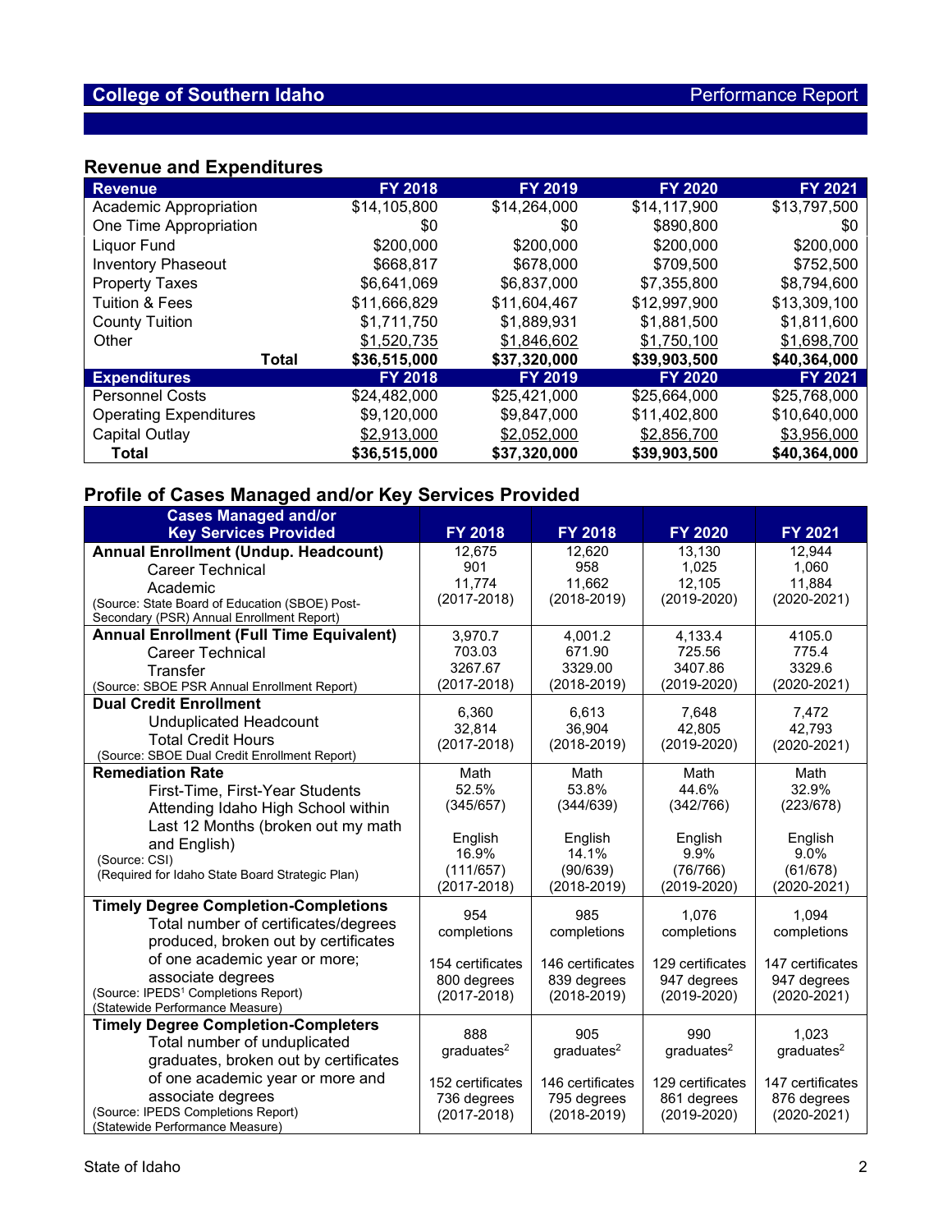## Revenue and Expenditures

| Revenue | FY 2018 | FY 2019 | FY 2020 | FY 2021 |
|---|---|---|---|---|
| Academic Appropriation | $14,105,800 | $14,264,000 | $14,117,900 | $13,797,500 |
| One Time Appropriation | $0 | $0 | $890,800 | $0 |
| Liquor Fund | $200,000 | $200,000 | $200,000 | $200,000 |
| Inventory Phaseout | $668,817 | $678,000 | $709,500 | $752,500 |
| Property Taxes | $6,641,069 | $6,837,000 | $7,355,800 | $8,794,600 |
| Tuition & Fees | $11,666,829 | $11,604,467 | $12,997,900 | $13,309,100 |
| County Tuition | $1,711,750 | $1,889,931 | $1,881,500 | $1,811,600 |
| Other | $1,520,735 | $1,846,602 | $1,750,100 | $1,698,700 |
| **Total** | **$36,515,000** | **$37,320,000** | **$39,903,500** | **$40,364,000** |
| **Expenditures** | **FY 2018** | **FY 2019** | **FY 2020** | **FY 2021** |
| Personnel Costs | $24,482,000 | $25,421,000 | $25,664,000 | $25,768,000 |
| Operating Expenditures | $9,120,000 | $9,847,000 | $11,402,800 | $10,640,000 |
| Capital Outlay | $2,913,000 | $2,052,000 | $2,856,700 | $3,956,000 |
| **Total** | **$36,515,000** | **$37,320,000** | **$39,903,500** | **$40,364,000** |

## Profile of Cases Managed and/or Key Services Provided

| Cases Managed and/or Key Services Provided | FY 2018 | FY 2018 | FY 2020 | FY 2021 |
|---|---|---|---|---|
| **Annual Enrollment (Undup. Headcount)**<br>Career Technical<br>Academic<br>(Source: State Board of Education (SBOE) Post-Secondary (PSR) Annual Enrollment Report) | 12,675<br>901<br>11,774<br>(2017-2018) | 12,620<br>958<br>11,662<br>(2018-2019) | 13,130<br>1,025<br>12,105<br>(2019-2020) | 12,944<br>1,060<br>11,884<br>(2020-2021) |
| **Annual Enrollment (Full Time Equivalent)**<br>Career Technical<br>Transfer<br>(Source: SBOE PSR Annual Enrollment Report) | 3,970.7<br>703.03<br>3267.67<br>(2017-2018) | 4,001.2<br>671.90<br>3329.00<br>(2018-2019) | 4,133.4<br>725.56<br>3407.86<br>(2019-2020) | 4105.0<br>775.4<br>3329.6<br>(2020-2021) |
| **Dual Credit Enrollment**<br>Unduplicated Headcount<br>Total Credit Hours<br>(Source: SBOE Dual Credit Enrollment Report) | 6,360<br>32,814<br>(2017-2018) | 6,613<br>36,904<br>(2018-2019) | 7,648<br>42,805<br>(2019-2020) | 7,472<br>42,793<br>(2020-2021) |
| **Remediation Rate**<br>First-Time, First-Year Students Attending Idaho High School within Last 12 Months (broken out my math and English)<br>(Source: CSI)<br>(Required for Idaho State Board Strategic Plan) | Math<br>52.5%<br>(345/657)<br><br>English<br>16.9%<br>(111/657)<br>(2017-2018) | Math<br>53.8%<br>(344/639)<br><br>English<br>14.1%<br>(90/639)<br>(2018-2019) | Math<br>44.6%<br>(342/766)<br><br>English<br>9.9%<br>(76/766)<br>(2019-2020) | Math<br>32.9%<br>(223/678)<br><br>English<br>9.0%<br>(61/678)<br>(2020-2021) |
| **Timely Degree Completion-Completions**<br>Total number of certificates/degrees produced, broken out by certificates of one academic year or more; associate degrees<br>(Source: IPEDS[1] Completions Report)<br>(Statewide Performance Measure) | 954<br>completions<br><br>154 certificates<br>800 degrees<br>(2017-2018) | 985<br>completions<br><br>146 certificates<br>839 degrees<br>(2018-2019) | 1,076<br>completions<br><br>129 certificates<br>947 degrees<br>(2019-2020) | 1,094<br>completions<br><br>147 certificates<br>947 degrees<br>(2020-2021) |
| **Timely Degree Completion-Completers**<br>Total number of unduplicated graduates, broken out by certificates of one academic year or more and associate degrees<br>(Source: IPEDS Completions Report)<br>(Statewide Performance Measure) | 888<br>graduates[2]<br><br>152 certificates<br>736 degrees<br>(2017-2018) | 905<br>graduates[2]<br><br>146 certificates<br>795 degrees<br>(2018-2019) | 990<br>graduates[2]<br><br>129 certificates<br>861 degrees<br>(2019-2020) | 1,023<br>graduates[2]<br><br>147 certificates<br>876 degrees<br>(2020-2021) |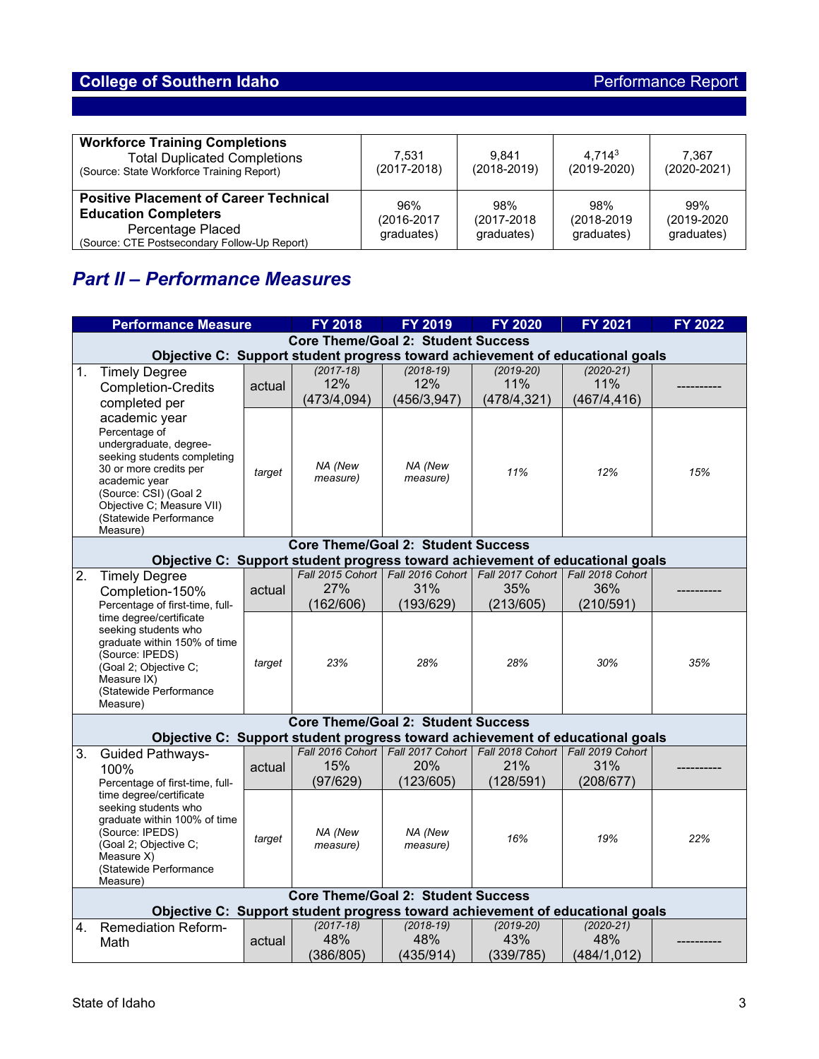| **Workforce Training Completions**<br>Total Duplicated Completions<br>(Source: State Workforce Training Report) | 7,531<br>(2017-2018) | 9,841<br>(2018-2019) | 4,714[3]<br>(2019-2020) | 7,367<br>(2020-2021) |
|---|---|---|---|---|
| **Positive Placement of Career Technical Education Completers**<br>Percentage Placed<br>(Source: CTE Postsecondary Follow-Up Report) | 96%<br>(2016-2017 graduates) | 98%<br>(2017-2018 graduates) | 98%<br>(2018-2019 graduates) | 99%<br>(2019-2020 graduates) |

## *Part II – Performance Measures*

| Performance Measure | | FY 2018 | FY 2019 | FY 2020 | FY 2021 | FY 2022 |
|---|---|---|---|---|---|---|
| **Core Theme/Goal 2: Student Success**<br>**Objective C: Support student progress toward achievement of educational goals** | | | | | | |
| 1. Timely Degree Completion-Credits completed per academic year<br>Percentage of undergraduate, degree-seeking students completing 30 or more credits per academic year<br>(Source: CSI) (Goal 2 Objective C; Measure VII)<br>(Statewide Performance Measure) | actual | *(2017-18)*<br>12%<br>(473/4,094) | *(2018-19)*<br>12%<br>(456/3,947) | *(2019-20)*<br>11%<br>(478/4,321) | *(2020-21)*<br>11%<br>(467/4,416) | ---------- |
| | *target* | *NA (New measure)* | *NA (New measure)* | *11%* | *12%* | *15%* |
| **Core Theme/Goal 2: Student Success**<br>**Objective C: Support student progress toward achievement of educational goals** | | | | | | |
| 2. Timely Degree Completion-150%<br>Percentage of first-time, full-time degree/certificate seeking students who graduate within 150% of time<br>(Source: IPEDS)<br>(Goal 2; Objective C; Measure IX)<br>(Statewide Performance Measure) | actual | *Fall 2015 Cohort*<br>27%<br>(162/606) | *Fall 2016 Cohort*<br>31%<br>(193/629) | *Fall 2017 Cohort*<br>35%<br>(213/605) | *Fall 2018 Cohort*<br>36%<br>(210/591) | ---------- |
| | *target* | *23%* | *28%* | *28%* | *30%* | *35%* |
| **Core Theme/Goal 2: Student Success**<br>**Objective C: Support student progress toward achievement of educational goals** | | | | | | |
| 3. Guided Pathways-100%<br>Percentage of first-time, full-time degree/certificate seeking students who graduate within 100% of time<br>(Source: IPEDS)<br>(Goal 2; Objective C; Measure X)<br>(Statewide Performance Measure) | actual | *Fall 2016 Cohort*<br>15%<br>(97/629) | *Fall 2017 Cohort*<br>20%<br>(123/605) | *Fall 2018 Cohort*<br>21%<br>(128/591) | *Fall 2019 Cohort*<br>31%<br>(208/677) | ---------- |
| | *target* | *NA (New measure)* | *NA (New measure)* | *16%* | *19%* | *22%* |
| **Core Theme/Goal 2: Student Success**<br>**Objective C: Support student progress toward achievement of educational goals** | | | | | | |
| 4. Remediation Reform-Math | actual | *(2017-18)*<br>48%<br>(386/805) | *(2018-19)*<br>48%<br>(435/914) | *(2019-20)*<br>43%<br>(339/785) | *(2020-21)*<br>48%<br>(484/1,012) | ---------- |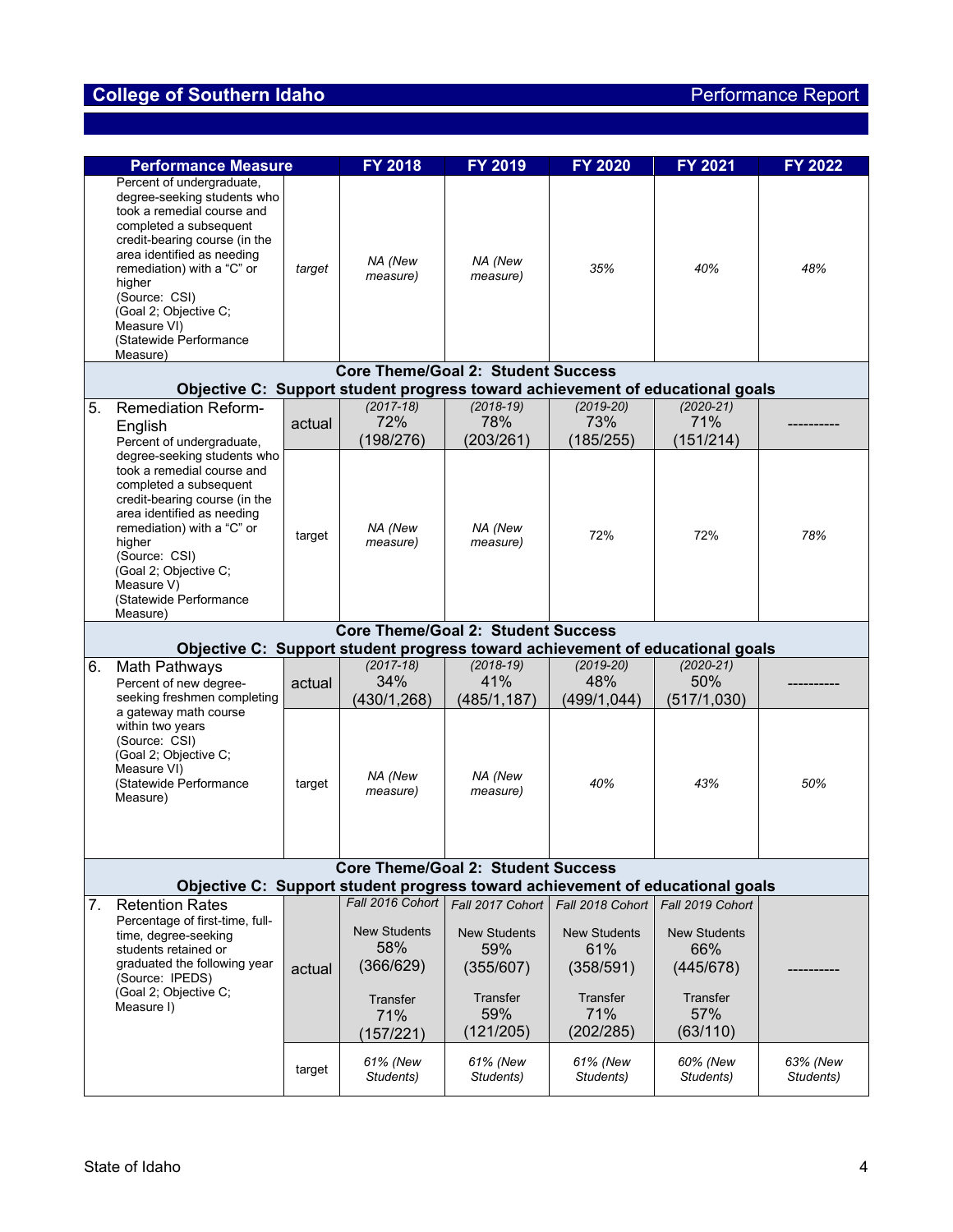## College of Southern Idaho — Performance Report

| Performance Measure | | FY 2018 | FY 2019 | FY 2020 | FY 2021 | FY 2022 |
|---|---|---|---|---|---|---|
| Percent of undergraduate, degree-seeking students who took a remedial course and completed a subsequent credit-bearing course (in the area identified as needing remediation) with a "C" or higher (Source: CSI) (Goal 2; Objective C; Measure VI) (Statewide Performance Measure) | *target* | *NA (New measure)* | *NA (New measure)* | *35%* | *40%* | *48%* |
| **Core Theme/Goal 2: Student Success — Objective C: Support student progress toward achievement of educational goals** | | | | | | |
| 5. Remediation Reform-English | actual | *(2017-18)* 72% (198/276) | *(2018-19)* 78% (203/261) | *(2019-20)* 73% (185/255) | *(2020-21)* 71% (151/214) | ---------- |
| Percent of undergraduate, degree-seeking students who took a remedial course and completed a subsequent credit-bearing course (in the area identified as needing remediation) with a "C" or higher (Source: CSI) (Goal 2; Objective C; Measure V) (Statewide Performance Measure) | target | *NA (New measure)* | *NA (New measure)* | 72% | 72% | *78%* |
| **Core Theme/Goal 2: Student Success — Objective C: Support student progress toward achievement of educational goals** | | | | | | |
| 6. Math Pathways — Percent of new degree-seeking freshmen completing a gateway math course within two years (Source: CSI) (Goal 2; Objective C; Measure VI) (Statewide Performance Measure) | actual | *(2017-18)* 34% (430/1,268) | *(2018-19)* 41% (485/1,187) | *(2019-20)* 48% (499/1,044) | *(2020-21)* 50% (517/1,030) | ---------- |
| | target | *NA (New measure)* | *NA (New measure)* | *40%* | *43%* | *50%* |
| **Core Theme/Goal 2: Student Success — Objective C: Support student progress toward achievement of educational goals** | | | | | | |
| 7. Retention Rates — Percentage of first-time, full-time, degree-seeking students retained or graduated the following year (Source: IPEDS) (Goal 2; Objective C; Measure I) | actual | *Fall 2016 Cohort* New Students 58% (366/629) Transfer 71% (157/221) | *Fall 2017 Cohort* New Students 59% (355/607) Transfer 59% (121/205) | *Fall 2018 Cohort* New Students 61% (358/591) Transfer 71% (202/285) | *Fall 2019 Cohort* New Students 66% (445/678) Transfer 57% (63/110) | ---------- |
| | target | *61% (New Students)* | *61% (New Students)* | *61% (New Students)* | *60% (New Students)* | *63% (New Students)* |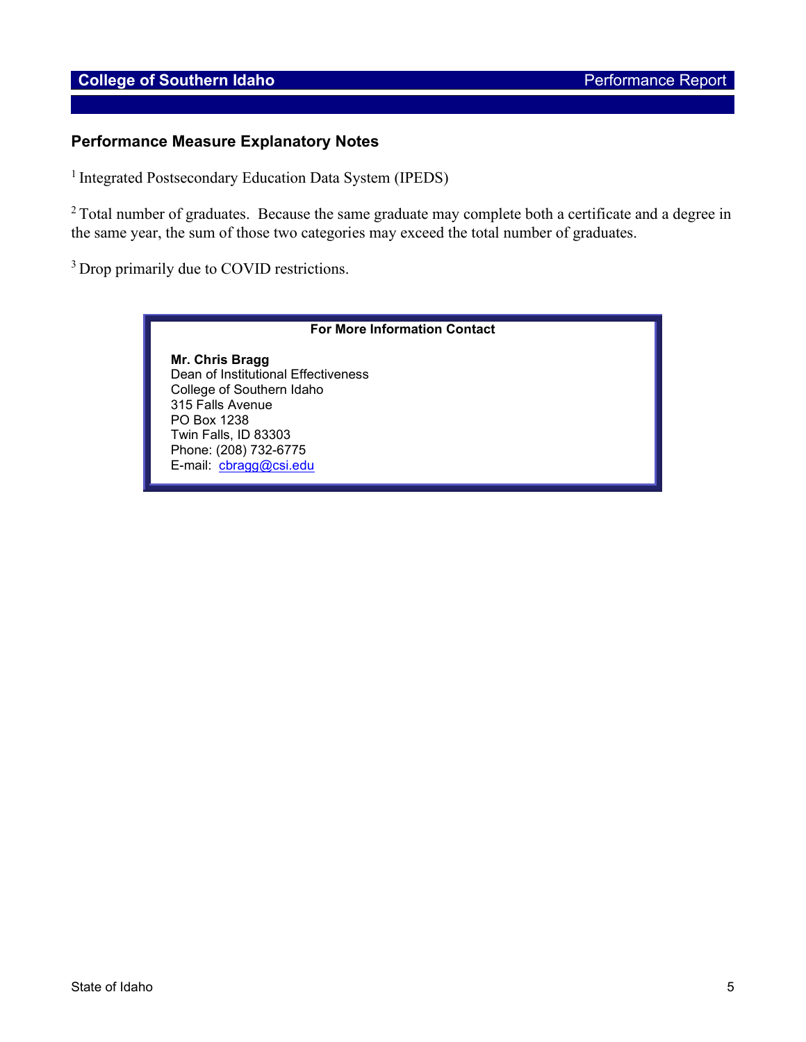## Performance Measure Explanatory Notes

[1] Integrated Postsecondary Education Data System (IPEDS)

[2] Total number of graduates. Because the same graduate may complete both a certificate and a degree in the same year, the sum of those two categories may exceed the total number of graduates.

[3] Drop primarily due to COVID restrictions.

**For More Information Contact**

**Mr. Chris Bragg**
Dean of Institutional Effectiveness
College of Southern Idaho
315 Falls Avenue
PO Box 1238
Twin Falls, ID 83303
Phone: (208) 732-6775
E-mail: cbragg@csi.edu